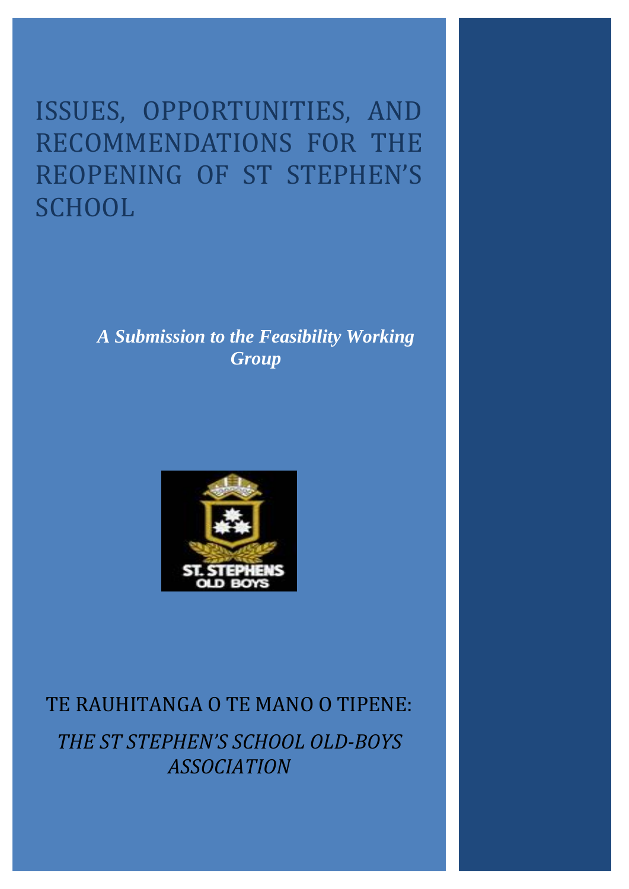# ISSUES, OPPORTUNITIES, AND RECOMMENDATIONS FOR THE REOPENING OF ST STEPHEN'S SCHOOL

***A Submission to the Feasibility Working Group***

TE RAUHITANGA O TE MANO O TIPENE:

*THE ST STEPHEN'S SCHOOL OLD-BOYS ASSOCIATION*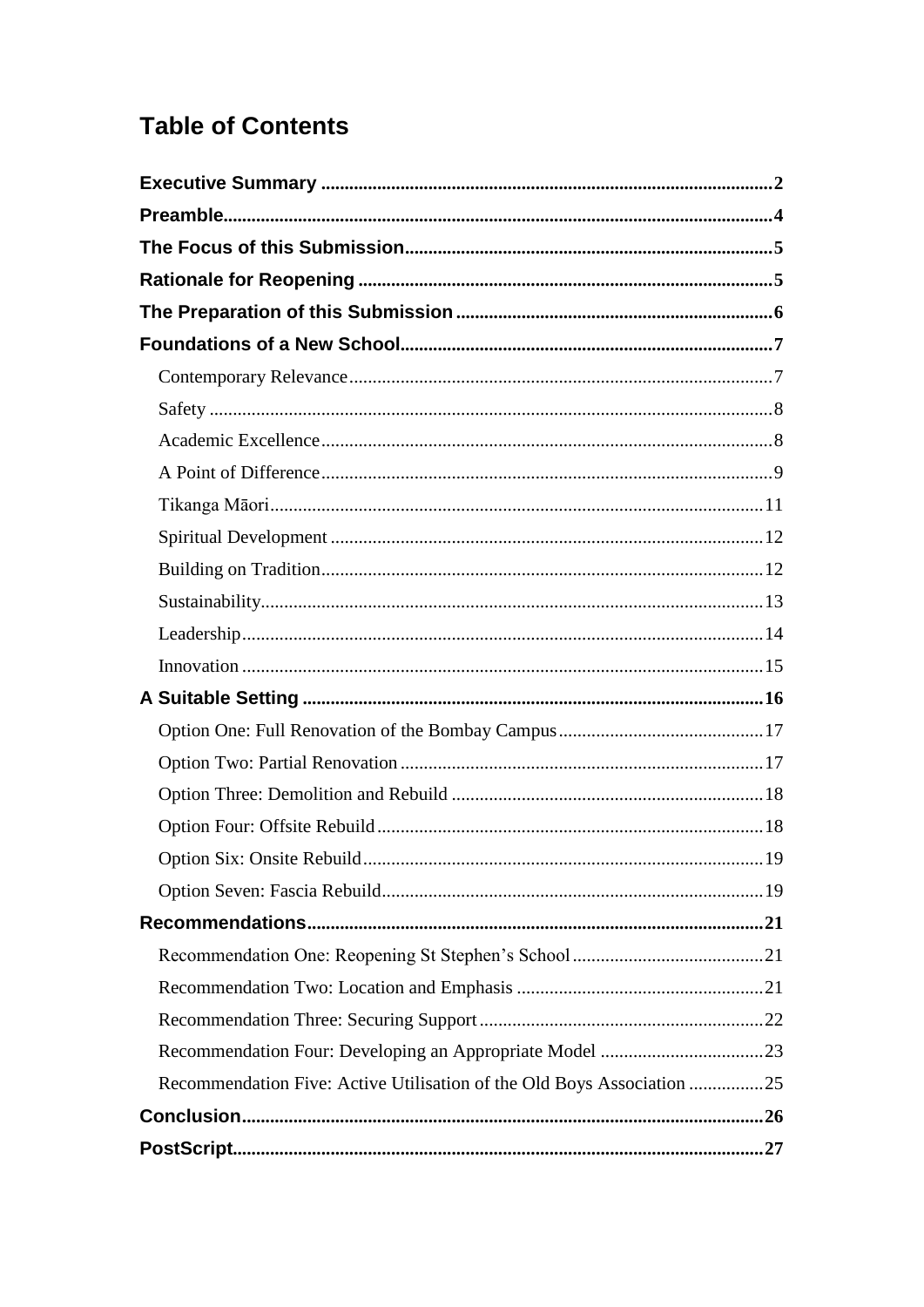# Table of Contents

**Executive Summary** .......... **2**

**Preamble** .......... **4**

**The Focus of this Submission** .......... **5**

**Rationale for Reopening** .......... **5**

**The Preparation of this Submission** .......... **6**

**Foundations of a New School** .......... **7**

- Contemporary Relevance .......... 7
- Safety .......... 8
- Academic Excellence .......... 8
- A Point of Difference .......... 9
- Tikanga Māori .......... 11
- Spiritual Development .......... 12
- Building on Tradition .......... 12
- Sustainability .......... 13
- Leadership .......... 14
- Innovation .......... 15

**A Suitable Setting** .......... **16**

- Option One: Full Renovation of the Bombay Campus .......... 17
- Option Two: Partial Renovation .......... 17
- Option Three: Demolition and Rebuild .......... 18
- Option Four: Offsite Rebuild .......... 18
- Option Six: Onsite Rebuild .......... 19
- Option Seven: Fascia Rebuild .......... 19

**Recommendations** .......... **21**

- Recommendation One: Reopening St Stephen's School .......... 21
- Recommendation Two: Location and Emphasis .......... 21
- Recommendation Three: Securing Support .......... 22
- Recommendation Four: Developing an Appropriate Model .......... 23
- Recommendation Five: Active Utilisation of the Old Boys Association .......... 25

**Conclusion** .......... **26**

**PostScript** .......... **27**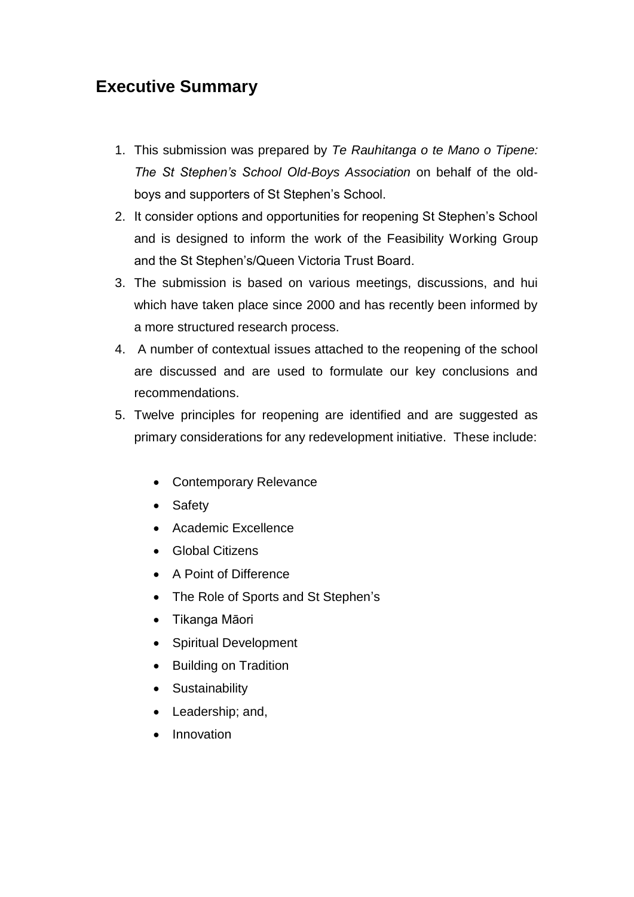## Executive Summary

1. This submission was prepared by *Te Rauhitanga o te Mano o Tipene: The St Stephen's School Old-Boys Association* on behalf of the old-boys and supporters of St Stephen's School.
2. It consider options and opportunities for reopening St Stephen's School and is designed to inform the work of the Feasibility Working Group and the St Stephen's/Queen Victoria Trust Board.
3. The submission is based on various meetings, discussions, and hui which have taken place since 2000 and has recently been informed by a more structured research process.
4. A number of contextual issues attached to the reopening of the school are discussed and are used to formulate our key conclusions and recommendations.
5. Twelve principles for reopening are identified and are suggested as primary considerations for any redevelopment initiative. These include:

   - Contemporary Relevance
   - Safety
   - Academic Excellence
   - Global Citizens
   - A Point of Difference
   - The Role of Sports and St Stephen's
   - Tikanga Māori
   - Spiritual Development
   - Building on Tradition
   - Sustainability
   - Leadership; and,
   - Innovation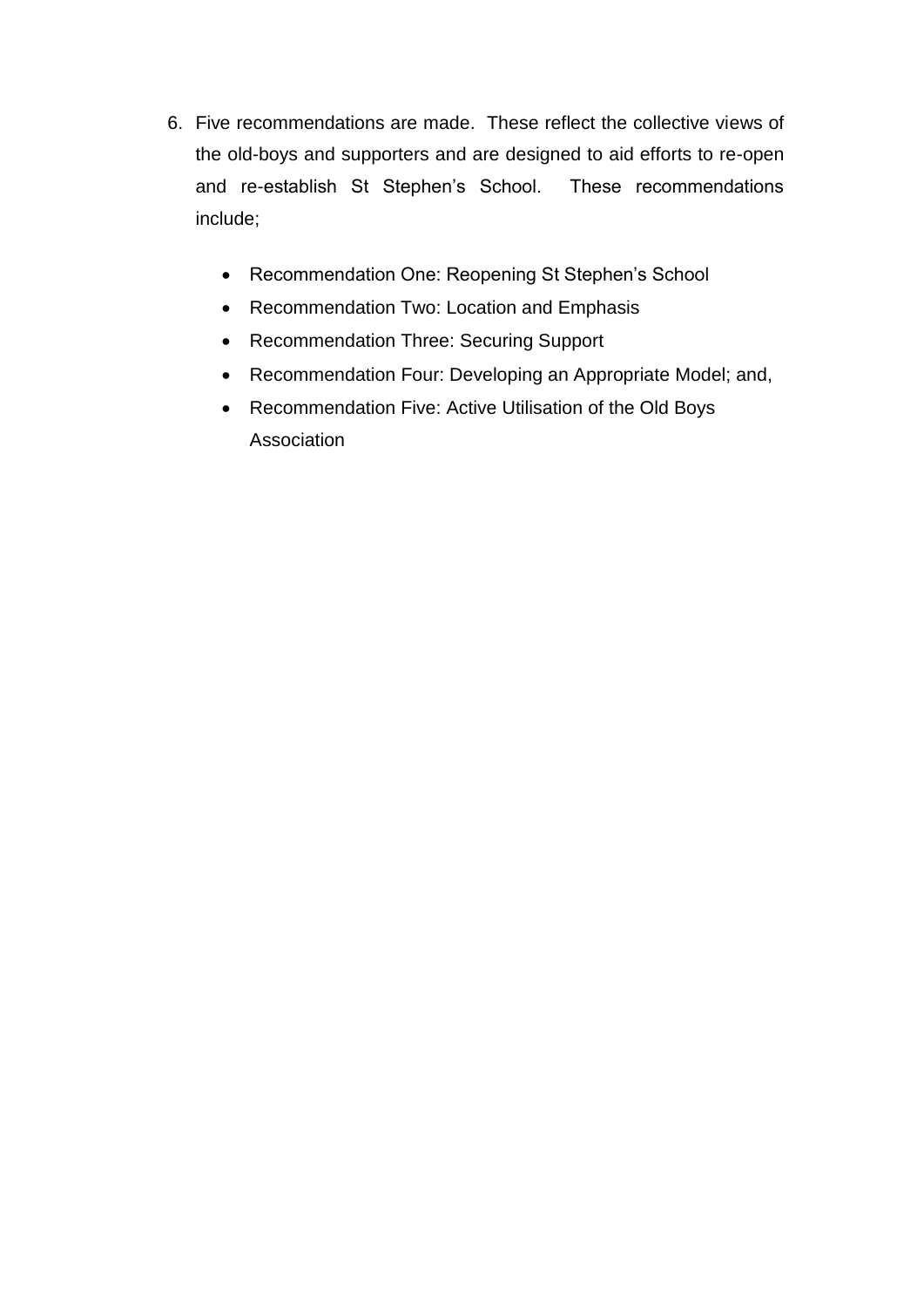6. Five recommendations are made. These reflect the collective views of the old-boys and supporters and are designed to aid efforts to re-open and re-establish St Stephen's School. These recommendations include;

    - Recommendation One: Reopening St Stephen's School
    - Recommendation Two: Location and Emphasis
    - Recommendation Three: Securing Support
    - Recommendation Four: Developing an Appropriate Model; and,
    - Recommendation Five: Active Utilisation of the Old Boys Association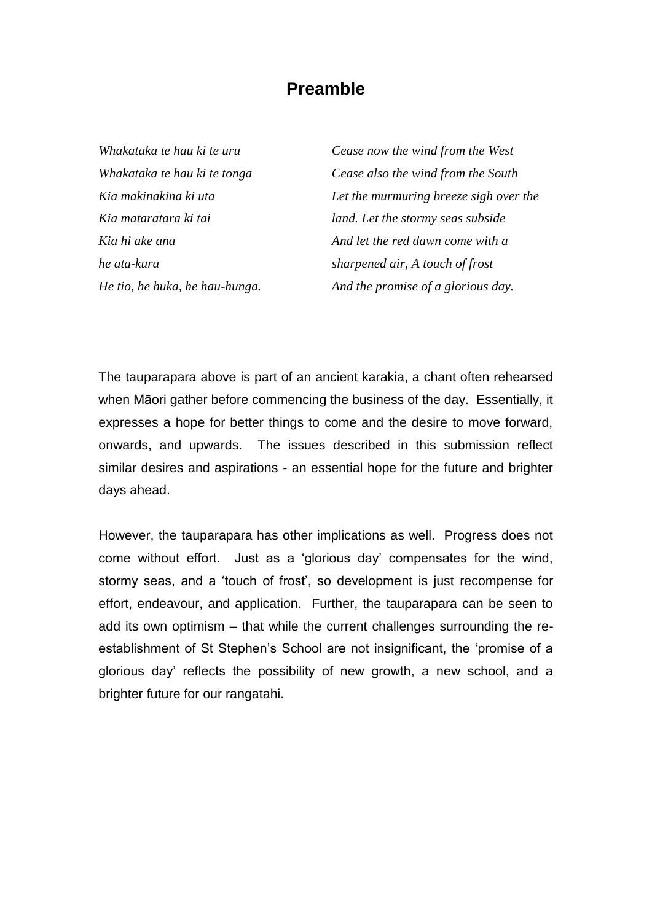# Preamble

| | |
|---|---|
| *Whakataka te hau ki te uru* | *Cease now the wind from the West* |
| *Whakataka te hau ki te tonga* | *Cease also the wind from the South* |
| *Kia makinakina ki uta* | *Let the murmuring breeze sigh over the* |
| *Kia mataratara ki tai* | *land. Let the stormy seas subside* |
| *Kia hi ake ana* | *And let the red dawn come with a* |
| *he ata-kura* | *sharpened air, A touch of frost* |
| *He tio, he huka, he hau-hunga.* | *And the promise of a glorious day.* |

The tauparapara above is part of an ancient karakia, a chant often rehearsed when Māori gather before commencing the business of the day. Essentially, it expresses a hope for better things to come and the desire to move forward, onwards, and upwards. The issues described in this submission reflect similar desires and aspirations - an essential hope for the future and brighter days ahead.

However, the tauparapara has other implications as well. Progress does not come without effort. Just as a 'glorious day' compensates for the wind, stormy seas, and a 'touch of frost', so development is just recompense for effort, endeavour, and application. Further, the tauparapara can be seen to add its own optimism – that while the current challenges surrounding the re-establishment of St Stephen's School are not insignificant, the 'promise of a glorious day' reflects the possibility of new growth, a new school, and a brighter future for our rangatahi.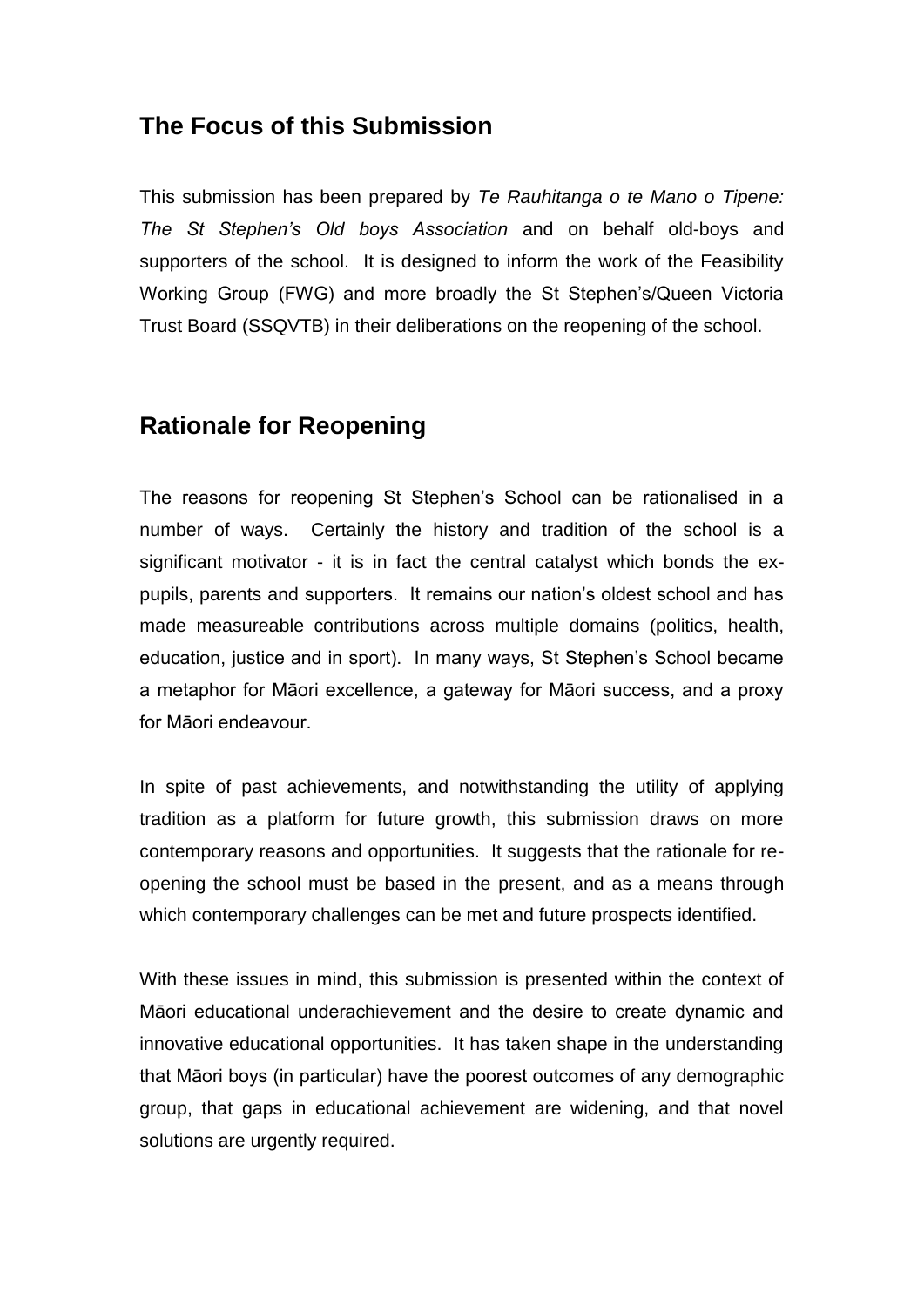## The Focus of this Submission

This submission has been prepared by *Te Rauhitanga o te Mano o Tipene: The St Stephen's Old boys Association* and on behalf old-boys and supporters of the school. It is designed to inform the work of the Feasibility Working Group (FWG) and more broadly the St Stephen's/Queen Victoria Trust Board (SSQVTB) in their deliberations on the reopening of the school.

## Rationale for Reopening

The reasons for reopening St Stephen's School can be rationalised in a number of ways. Certainly the history and tradition of the school is a significant motivator - it is in fact the central catalyst which bonds the ex-pupils, parents and supporters. It remains our nation's oldest school and has made measureable contributions across multiple domains (politics, health, education, justice and in sport). In many ways, St Stephen's School became a metaphor for Māori excellence, a gateway for Māori success, and a proxy for Māori endeavour.

In spite of past achievements, and notwithstanding the utility of applying tradition as a platform for future growth, this submission draws on more contemporary reasons and opportunities. It suggests that the rationale for re-opening the school must be based in the present, and as a means through which contemporary challenges can be met and future prospects identified.

With these issues in mind, this submission is presented within the context of Māori educational underachievement and the desire to create dynamic and innovative educational opportunities. It has taken shape in the understanding that Māori boys (in particular) have the poorest outcomes of any demographic group, that gaps in educational achievement are widening, and that novel solutions are urgently required.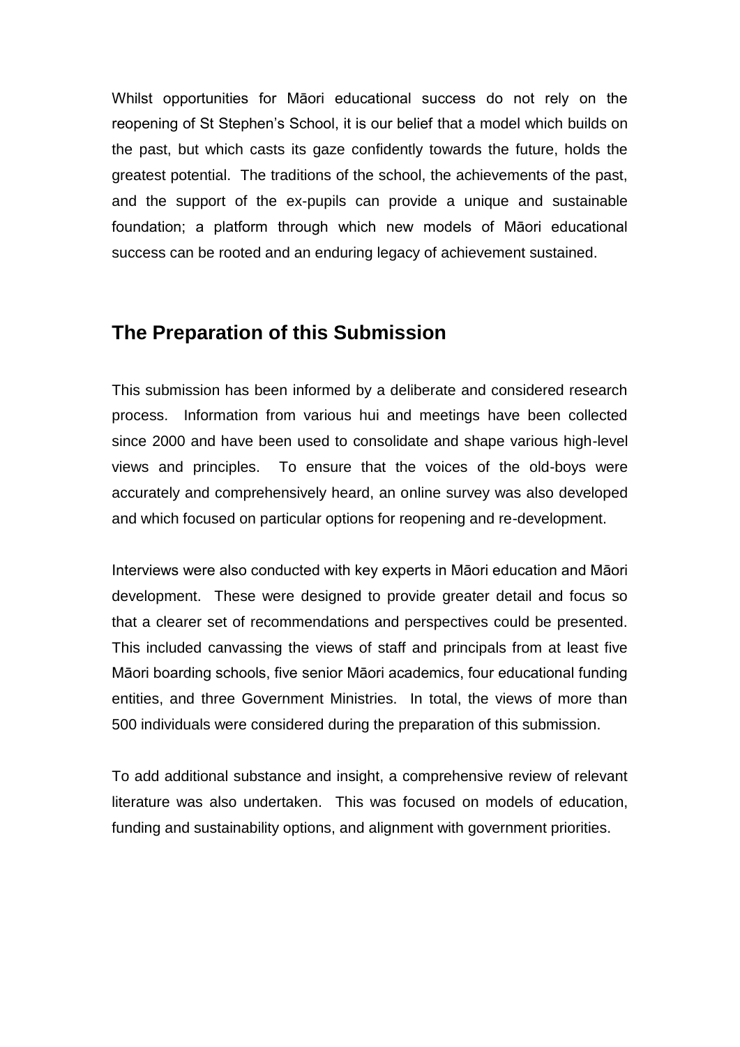Whilst opportunities for Māori educational success do not rely on the reopening of St Stephen's School, it is our belief that a model which builds on the past, but which casts its gaze confidently towards the future, holds the greatest potential. The traditions of the school, the achievements of the past, and the support of the ex-pupils can provide a unique and sustainable foundation; a platform through which new models of Māori educational success can be rooted and an enduring legacy of achievement sustained.

## The Preparation of this Submission

This submission has been informed by a deliberate and considered research process. Information from various hui and meetings have been collected since 2000 and have been used to consolidate and shape various high-level views and principles. To ensure that the voices of the old-boys were accurately and comprehensively heard, an online survey was also developed and which focused on particular options for reopening and re-development.

Interviews were also conducted with key experts in Māori education and Māori development. These were designed to provide greater detail and focus so that a clearer set of recommendations and perspectives could be presented. This included canvassing the views of staff and principals from at least five Māori boarding schools, five senior Māori academics, four educational funding entities, and three Government Ministries. In total, the views of more than 500 individuals were considered during the preparation of this submission.

To add additional substance and insight, a comprehensive review of relevant literature was also undertaken. This was focused on models of education, funding and sustainability options, and alignment with government priorities.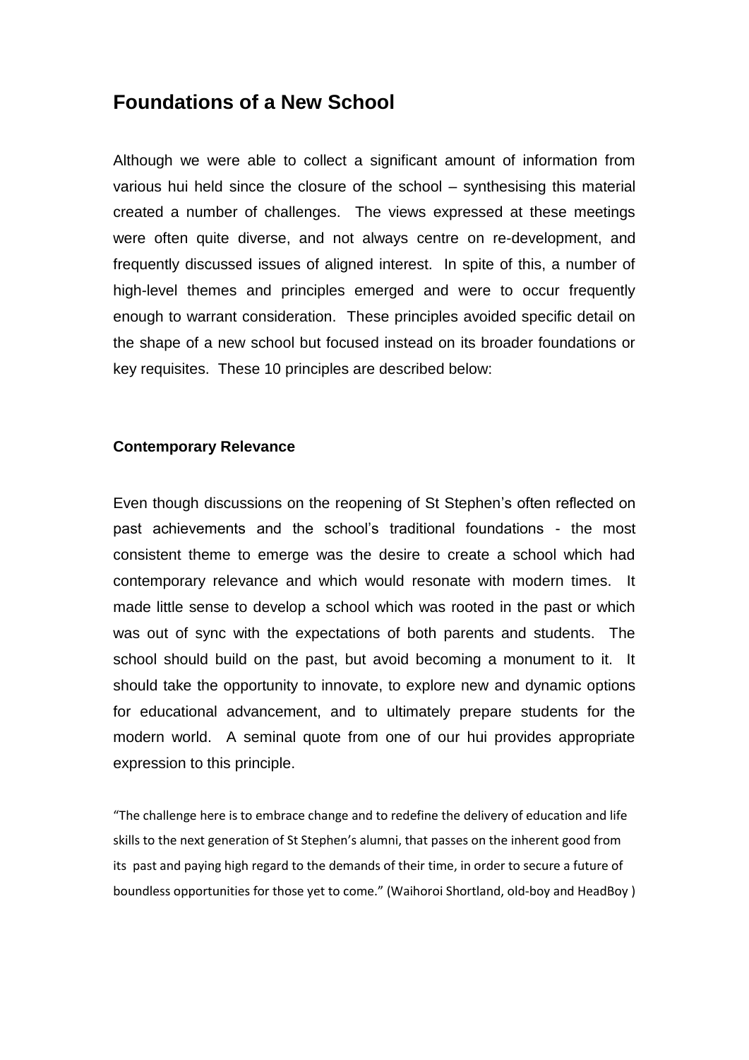## Foundations of a New School

Although we were able to collect a significant amount of information from various hui held since the closure of the school – synthesising this material created a number of challenges. The views expressed at these meetings were often quite diverse, and not always centre on re-development, and frequently discussed issues of aligned interest. In spite of this, a number of high-level themes and principles emerged and were to occur frequently enough to warrant consideration. These principles avoided specific detail on the shape of a new school but focused instead on its broader foundations or key requisites. These 10 principles are described below:

### Contemporary Relevance

Even though discussions on the reopening of St Stephen's often reflected on past achievements and the school's traditional foundations - the most consistent theme to emerge was the desire to create a school which had contemporary relevance and which would resonate with modern times. It made little sense to develop a school which was rooted in the past or which was out of sync with the expectations of both parents and students. The school should build on the past, but avoid becoming a monument to it. It should take the opportunity to innovate, to explore new and dynamic options for educational advancement, and to ultimately prepare students for the modern world. A seminal quote from one of our hui provides appropriate expression to this principle.

"The challenge here is to embrace change and to redefine the delivery of education and life skills to the next generation of St Stephen's alumni, that passes on the inherent good from its past and paying high regard to the demands of their time, in order to secure a future of boundless opportunities for those yet to come." (Waihoroi Shortland, old-boy and HeadBoy )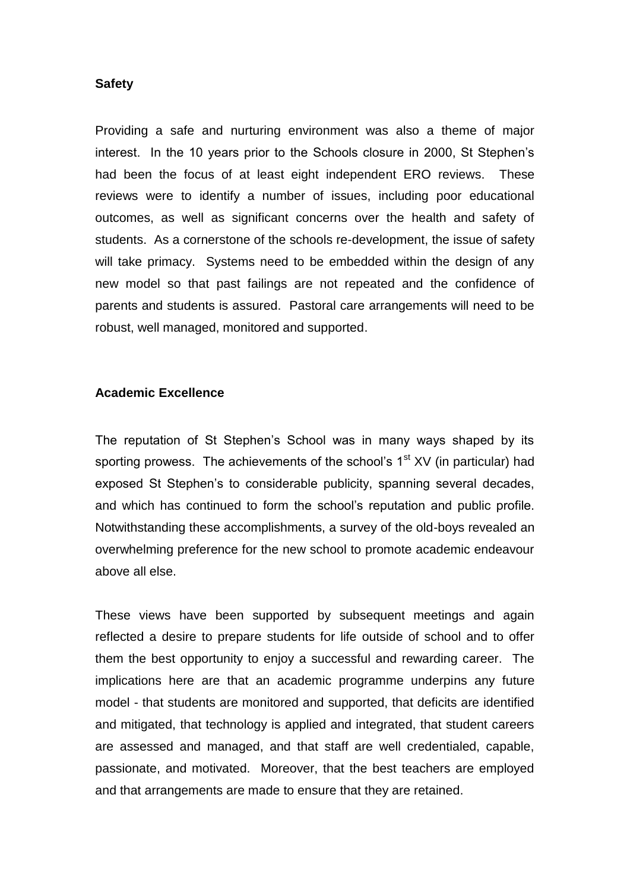**Safety**

Providing a safe and nurturing environment was also a theme of major interest. In the 10 years prior to the Schools closure in 2000, St Stephen's had been the focus of at least eight independent ERO reviews. These reviews were to identify a number of issues, including poor educational outcomes, as well as significant concerns over the health and safety of students. As a cornerstone of the schools re-development, the issue of safety will take primacy. Systems need to be embedded within the design of any new model so that past failings are not repeated and the confidence of parents and students is assured. Pastoral care arrangements will need to be robust, well managed, monitored and supported.

**Academic Excellence**

The reputation of St Stephen's School was in many ways shaped by its sporting prowess. The achievements of the school's 1st XV (in particular) had exposed St Stephen's to considerable publicity, spanning several decades, and which has continued to form the school's reputation and public profile. Notwithstanding these accomplishments, a survey of the old-boys revealed an overwhelming preference for the new school to promote academic endeavour above all else.

These views have been supported by subsequent meetings and again reflected a desire to prepare students for life outside of school and to offer them the best opportunity to enjoy a successful and rewarding career. The implications here are that an academic programme underpins any future model - that students are monitored and supported, that deficits are identified and mitigated, that technology is applied and integrated, that student careers are assessed and managed, and that staff are well credentialed, capable, passionate, and motivated. Moreover, that the best teachers are employed and that arrangements are made to ensure that they are retained.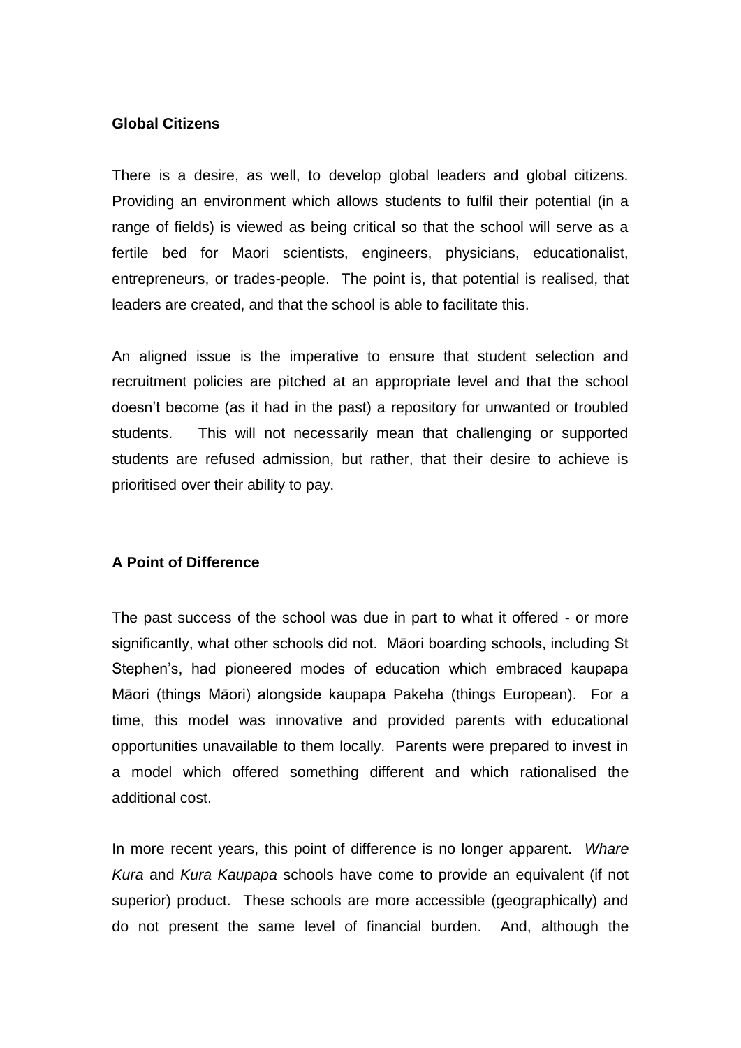**Global Citizens**

There is a desire, as well, to develop global leaders and global citizens. Providing an environment which allows students to fulfil their potential (in a range of fields) is viewed as being critical so that the school will serve as a fertile bed for Maori scientists, engineers, physicians, educationalist, entrepreneurs, or trades-people. The point is, that potential is realised, that leaders are created, and that the school is able to facilitate this.

An aligned issue is the imperative to ensure that student selection and recruitment policies are pitched at an appropriate level and that the school doesn't become (as it had in the past) a repository for unwanted or troubled students. This will not necessarily mean that challenging or supported students are refused admission, but rather, that their desire to achieve is prioritised over their ability to pay.

**A Point of Difference**

The past success of the school was due in part to what it offered - or more significantly, what other schools did not. Māori boarding schools, including St Stephen's, had pioneered modes of education which embraced kaupapa Māori (things Māori) alongside kaupapa Pakeha (things European). For a time, this model was innovative and provided parents with educational opportunities unavailable to them locally. Parents were prepared to invest in a model which offered something different and which rationalised the additional cost.

In more recent years, this point of difference is no longer apparent. *Whare Kura* and *Kura Kaupapa* schools have come to provide an equivalent (if not superior) product. These schools are more accessible (geographically) and do not present the same level of financial burden. And, although the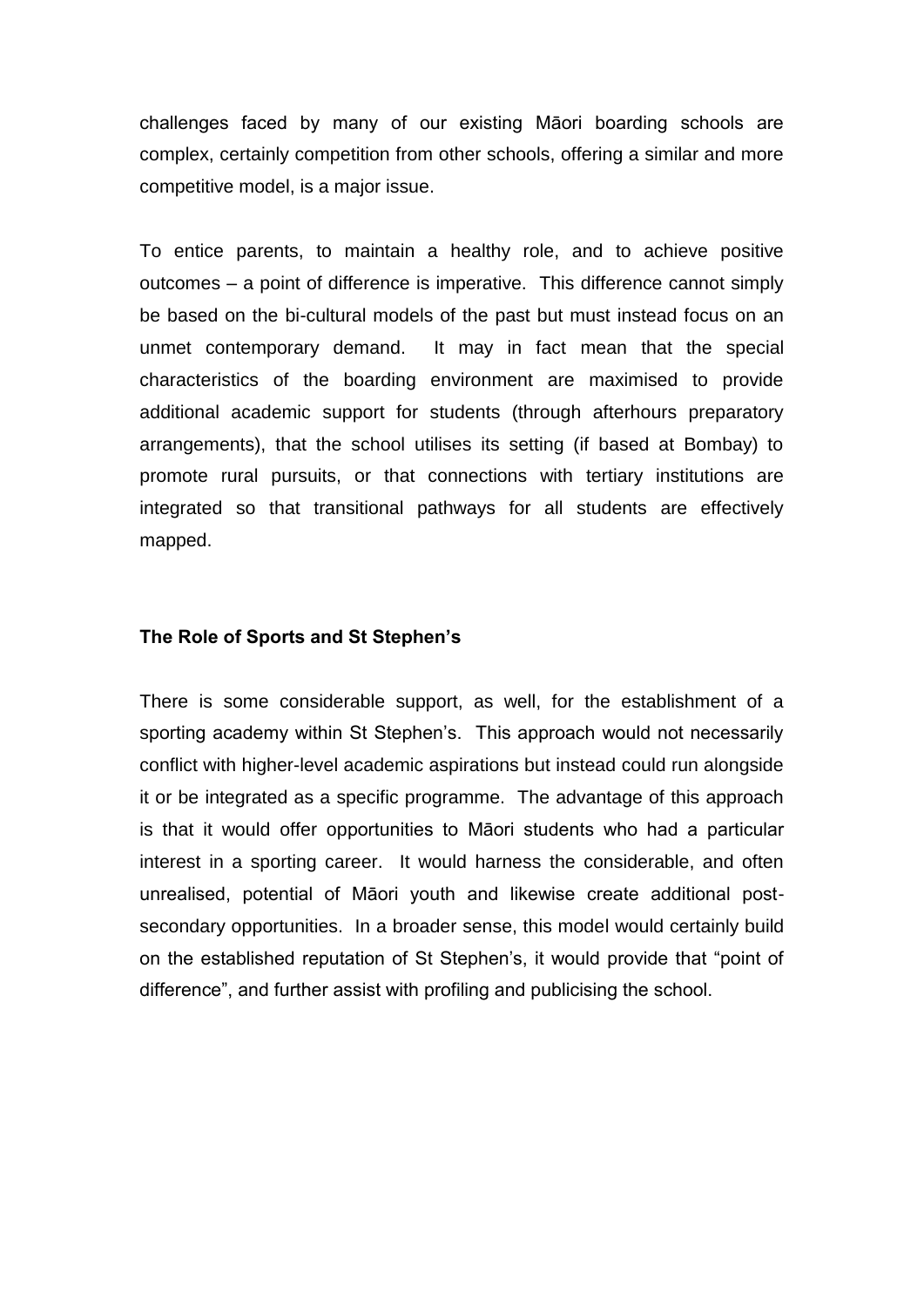challenges faced by many of our existing Māori boarding schools are complex, certainly competition from other schools, offering a similar and more competitive model, is a major issue.

To entice parents, to maintain a healthy role, and to achieve positive outcomes – a point of difference is imperative. This difference cannot simply be based on the bi-cultural models of the past but must instead focus on an unmet contemporary demand. It may in fact mean that the special characteristics of the boarding environment are maximised to provide additional academic support for students (through afterhours preparatory arrangements), that the school utilises its setting (if based at Bombay) to promote rural pursuits, or that connections with tertiary institutions are integrated so that transitional pathways for all students are effectively mapped.

**The Role of Sports and St Stephen's**

There is some considerable support, as well, for the establishment of a sporting academy within St Stephen's. This approach would not necessarily conflict with higher-level academic aspirations but instead could run alongside it or be integrated as a specific programme. The advantage of this approach is that it would offer opportunities to Māori students who had a particular interest in a sporting career. It would harness the considerable, and often unrealised, potential of Māori youth and likewise create additional post-secondary opportunities. In a broader sense, this model would certainly build on the established reputation of St Stephen's, it would provide that "point of difference", and further assist with profiling and publicising the school.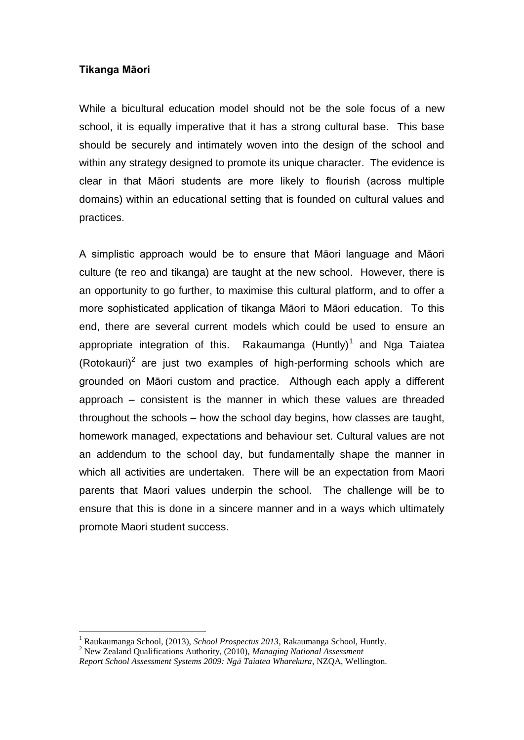**Tikanga Māori**

While a bicultural education model should not be the sole focus of a new school, it is equally imperative that it has a strong cultural base. This base should be securely and intimately woven into the design of the school and within any strategy designed to promote its unique character. The evidence is clear in that Māori students are more likely to flourish (across multiple domains) within an educational setting that is founded on cultural values and practices.

A simplistic approach would be to ensure that Māori language and Māori culture (te reo and tikanga) are taught at the new school. However, there is an opportunity to go further, to maximise this cultural platform, and to offer a more sophisticated application of tikanga Māori to Māori education. To this end, there are several current models which could be used to ensure an appropriate integration of this. Rakaumanga (Huntly)[1] and Nga Taiatea (Rotokauri)[2] are just two examples of high-performing schools which are grounded on Māori custom and practice. Although each apply a different approach – consistent is the manner in which these values are threaded throughout the schools – how the school day begins, how classes are taught, homework managed, expectations and behaviour set. Cultural values are not an addendum to the school day, but fundamentally shape the manner in which all activities are undertaken. There will be an expectation from Maori parents that Maori values underpin the school. The challenge will be to ensure that this is done in a sincere manner and in a ways which ultimately promote Maori student success.

---

[1] Raukaumanga School, (2013), *School Prospectus 2013*, Rakaumanga School, Huntly.

[2] New Zealand Qualifications Authority, (2010), *Managing National Assessment Report School Assessment Systems 2009: Ngā Taiatea Wharekura*, NZQA, Wellington.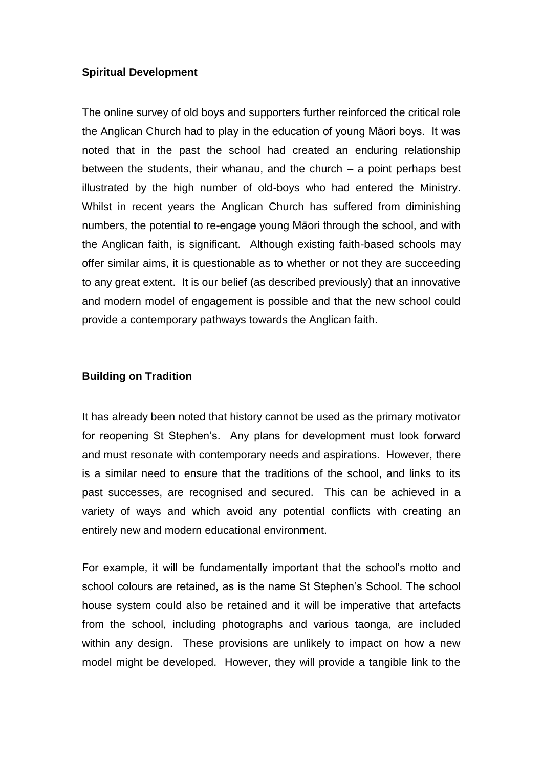**Spiritual Development**

The online survey of old boys and supporters further reinforced the critical role the Anglican Church had to play in the education of young Māori boys. It was noted that in the past the school had created an enduring relationship between the students, their whanau, and the church – a point perhaps best illustrated by the high number of old-boys who had entered the Ministry. Whilst in recent years the Anglican Church has suffered from diminishing numbers, the potential to re-engage young Māori through the school, and with the Anglican faith, is significant. Although existing faith-based schools may offer similar aims, it is questionable as to whether or not they are succeeding to any great extent. It is our belief (as described previously) that an innovative and modern model of engagement is possible and that the new school could provide a contemporary pathways towards the Anglican faith.

**Building on Tradition**

It has already been noted that history cannot be used as the primary motivator for reopening St Stephen's. Any plans for development must look forward and must resonate with contemporary needs and aspirations. However, there is a similar need to ensure that the traditions of the school, and links to its past successes, are recognised and secured. This can be achieved in a variety of ways and which avoid any potential conflicts with creating an entirely new and modern educational environment.

For example, it will be fundamentally important that the school's motto and school colours are retained, as is the name St Stephen's School. The school house system could also be retained and it will be imperative that artefacts from the school, including photographs and various taonga, are included within any design. These provisions are unlikely to impact on how a new model might be developed. However, they will provide a tangible link to the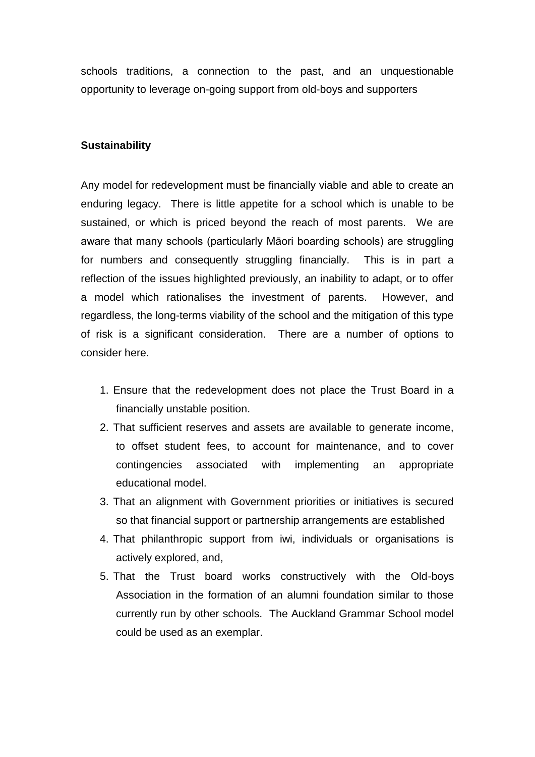schools traditions, a connection to the past, and an unquestionable opportunity to leverage on-going support from old-boys and supporters

**Sustainability**

Any model for redevelopment must be financially viable and able to create an enduring legacy. There is little appetite for a school which is unable to be sustained, or which is priced beyond the reach of most parents. We are aware that many schools (particularly Māori boarding schools) are struggling for numbers and consequently struggling financially. This is in part a reflection of the issues highlighted previously, an inability to adapt, or to offer a model which rationalises the investment of parents. However, and regardless, the long-terms viability of the school and the mitigation of this type of risk is a significant consideration. There are a number of options to consider here.

1. Ensure that the redevelopment does not place the Trust Board in a financially unstable position.
2. That sufficient reserves and assets are available to generate income, to offset student fees, to account for maintenance, and to cover contingencies associated with implementing an appropriate educational model.
3. That an alignment with Government priorities or initiatives is secured so that financial support or partnership arrangements are established
4. That philanthropic support from iwi, individuals or organisations is actively explored, and,
5. That the Trust board works constructively with the Old-boys Association in the formation of an alumni foundation similar to those currently run by other schools. The Auckland Grammar School model could be used as an exemplar.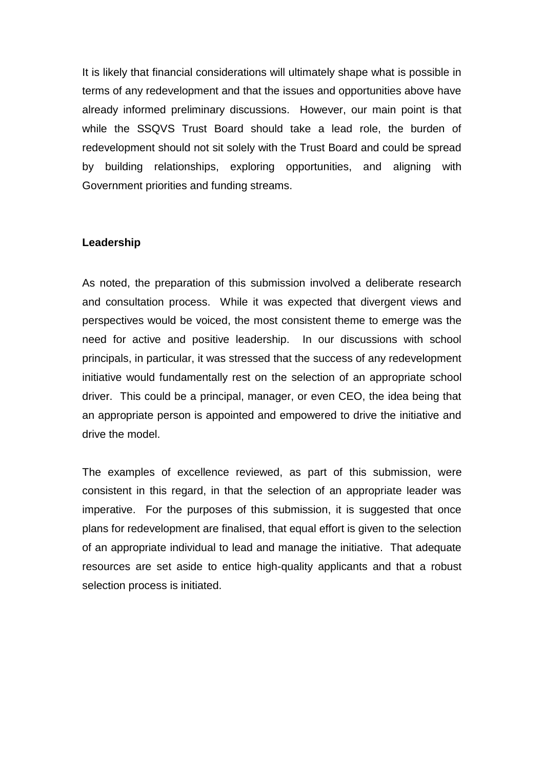It is likely that financial considerations will ultimately shape what is possible in terms of any redevelopment and that the issues and opportunities above have already informed preliminary discussions. However, our main point is that while the SSQVS Trust Board should take a lead role, the burden of redevelopment should not sit solely with the Trust Board and could be spread by building relationships, exploring opportunities, and aligning with Government priorities and funding streams.

**Leadership**

As noted, the preparation of this submission involved a deliberate research and consultation process. While it was expected that divergent views and perspectives would be voiced, the most consistent theme to emerge was the need for active and positive leadership. In our discussions with school principals, in particular, it was stressed that the success of any redevelopment initiative would fundamentally rest on the selection of an appropriate school driver. This could be a principal, manager, or even CEO, the idea being that an appropriate person is appointed and empowered to drive the initiative and drive the model.

The examples of excellence reviewed, as part of this submission, were consistent in this regard, in that the selection of an appropriate leader was imperative. For the purposes of this submission, it is suggested that once plans for redevelopment are finalised, that equal effort is given to the selection of an appropriate individual to lead and manage the initiative. That adequate resources are set aside to entice high-quality applicants and that a robust selection process is initiated.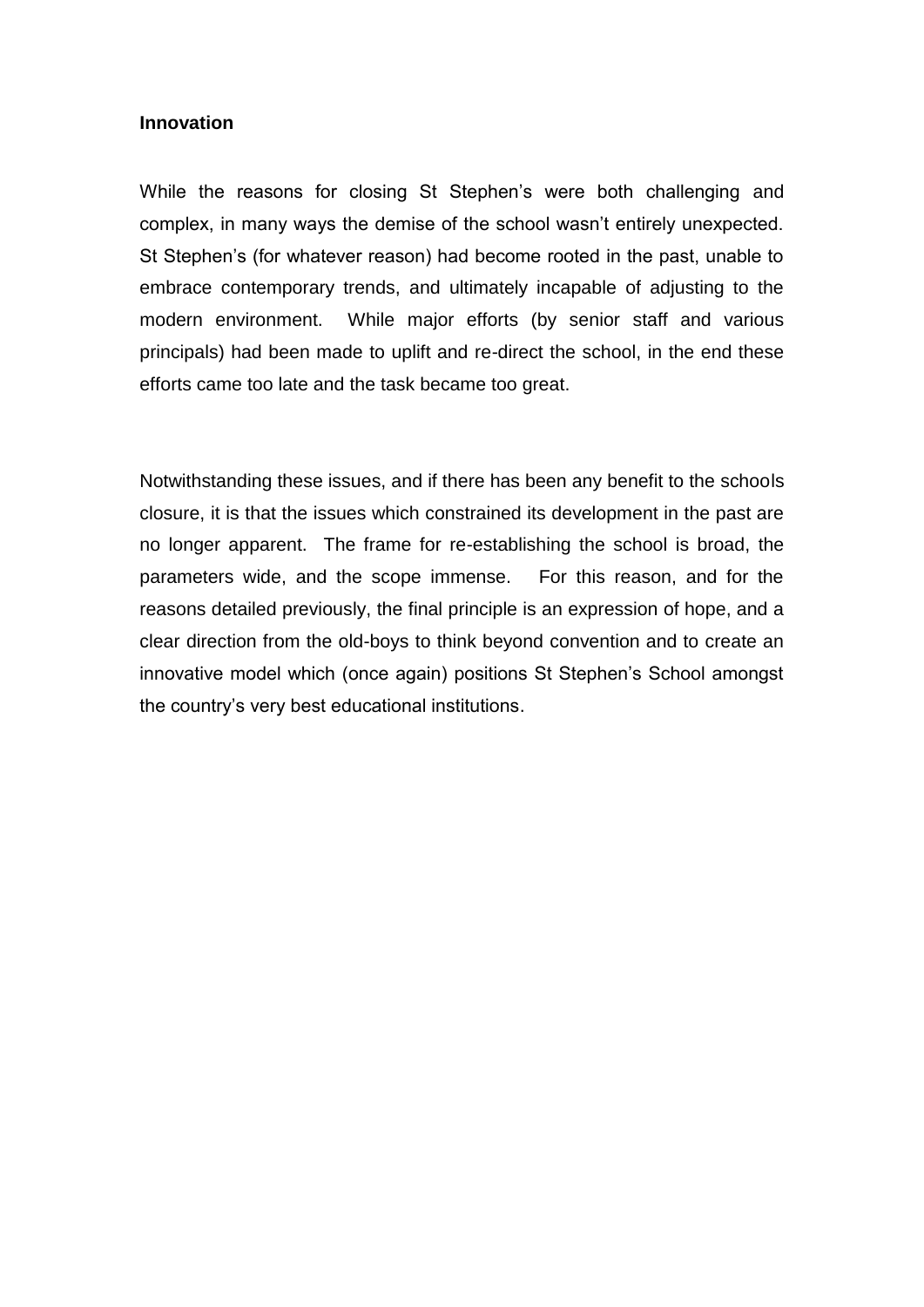**Innovation**

While the reasons for closing St Stephen's were both challenging and complex, in many ways the demise of the school wasn't entirely unexpected. St Stephen's (for whatever reason) had become rooted in the past, unable to embrace contemporary trends, and ultimately incapable of adjusting to the modern environment. While major efforts (by senior staff and various principals) had been made to uplift and re-direct the school, in the end these efforts came too late and the task became too great.

Notwithstanding these issues, and if there has been any benefit to the schools closure, it is that the issues which constrained its development in the past are no longer apparent. The frame for re-establishing the school is broad, the parameters wide, and the scope immense. For this reason, and for the reasons detailed previously, the final principle is an expression of hope, and a clear direction from the old-boys to think beyond convention and to create an innovative model which (once again) positions St Stephen's School amongst the country's very best educational institutions.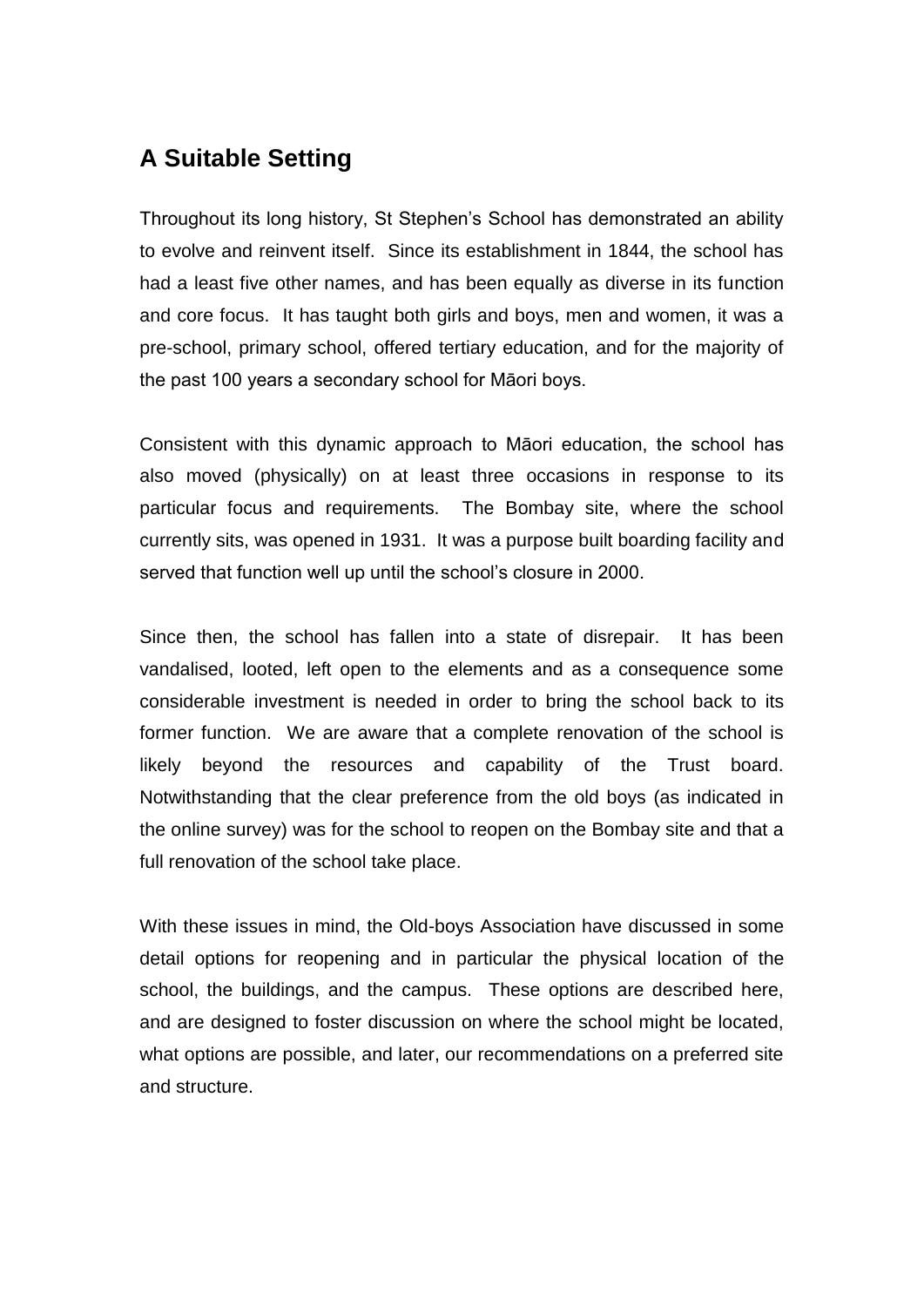## A Suitable Setting

Throughout its long history, St Stephen's School has demonstrated an ability to evolve and reinvent itself. Since its establishment in 1844, the school has had a least five other names, and has been equally as diverse in its function and core focus. It has taught both girls and boys, men and women, it was a pre-school, primary school, offered tertiary education, and for the majority of the past 100 years a secondary school for Māori boys.

Consistent with this dynamic approach to Māori education, the school has also moved (physically) on at least three occasions in response to its particular focus and requirements. The Bombay site, where the school currently sits, was opened in 1931. It was a purpose built boarding facility and served that function well up until the school's closure in 2000.

Since then, the school has fallen into a state of disrepair. It has been vandalised, looted, left open to the elements and as a consequence some considerable investment is needed in order to bring the school back to its former function. We are aware that a complete renovation of the school is likely beyond the resources and capability of the Trust board. Notwithstanding that the clear preference from the old boys (as indicated in the online survey) was for the school to reopen on the Bombay site and that a full renovation of the school take place.

With these issues in mind, the Old-boys Association have discussed in some detail options for reopening and in particular the physical location of the school, the buildings, and the campus. These options are described here, and are designed to foster discussion on where the school might be located, what options are possible, and later, our recommendations on a preferred site and structure.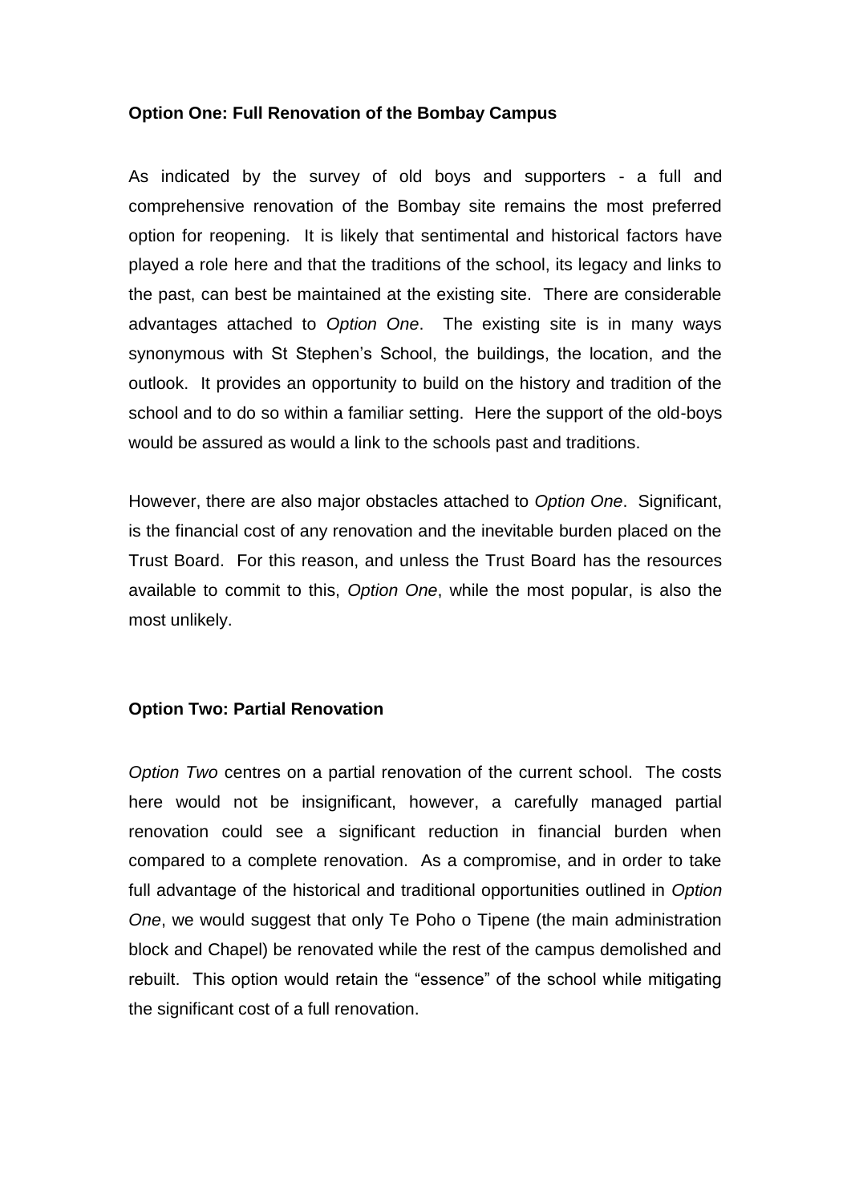**Option One: Full Renovation of the Bombay Campus**

As indicated by the survey of old boys and supporters - a full and comprehensive renovation of the Bombay site remains the most preferred option for reopening. It is likely that sentimental and historical factors have played a role here and that the traditions of the school, its legacy and links to the past, can best be maintained at the existing site. There are considerable advantages attached to *Option One*. The existing site is in many ways synonymous with St Stephen's School, the buildings, the location, and the outlook. It provides an opportunity to build on the history and tradition of the school and to do so within a familiar setting. Here the support of the old-boys would be assured as would a link to the schools past and traditions.

However, there are also major obstacles attached to *Option One*. Significant, is the financial cost of any renovation and the inevitable burden placed on the Trust Board. For this reason, and unless the Trust Board has the resources available to commit to this, *Option One*, while the most popular, is also the most unlikely.

**Option Two: Partial Renovation**

*Option Two* centres on a partial renovation of the current school. The costs here would not be insignificant, however, a carefully managed partial renovation could see a significant reduction in financial burden when compared to a complete renovation. As a compromise, and in order to take full advantage of the historical and traditional opportunities outlined in *Option One*, we would suggest that only Te Poho o Tipene (the main administration block and Chapel) be renovated while the rest of the campus demolished and rebuilt. This option would retain the "essence" of the school while mitigating the significant cost of a full renovation.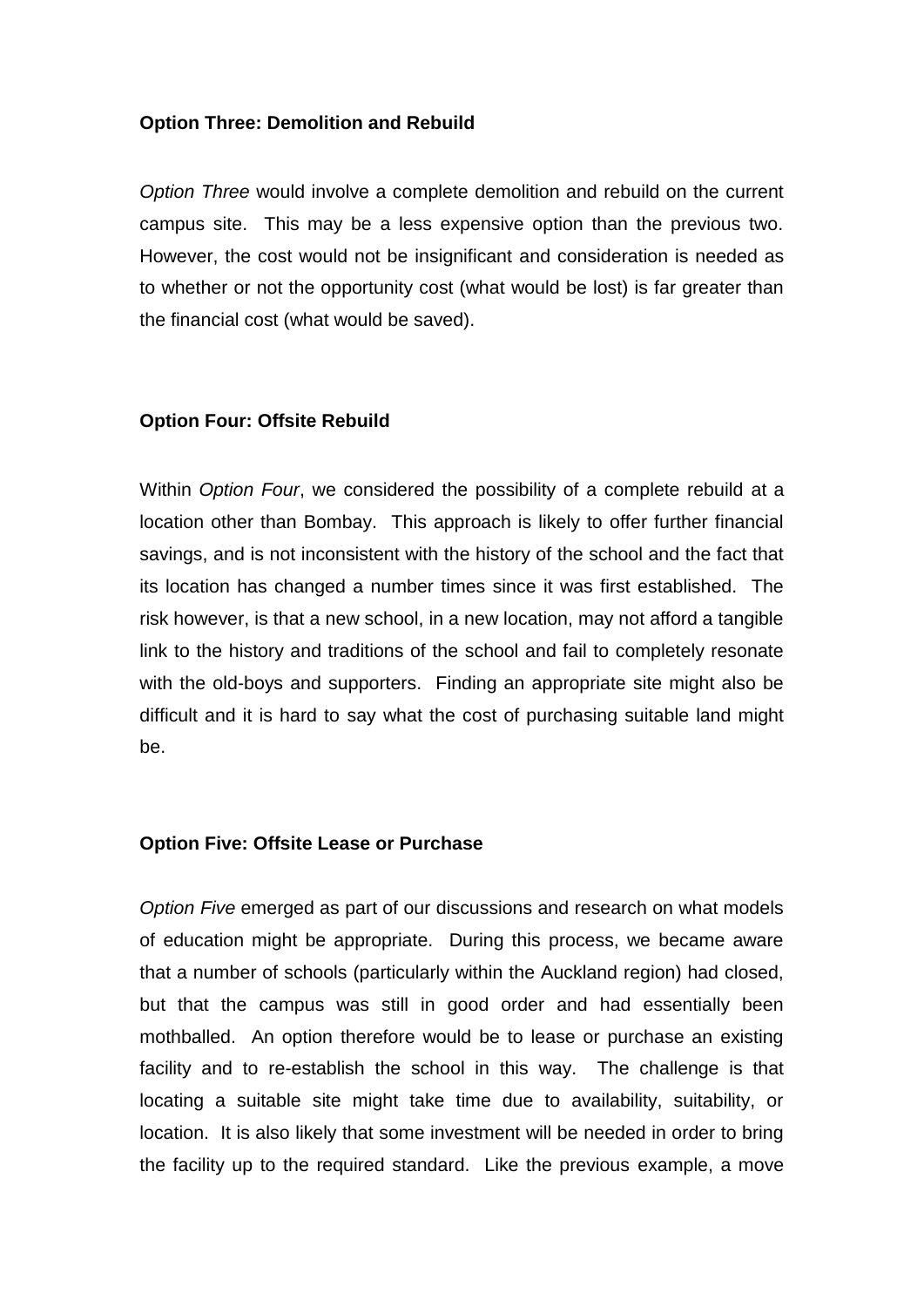**Option Three: Demolition and Rebuild**

*Option Three* would involve a complete demolition and rebuild on the current campus site. This may be a less expensive option than the previous two. However, the cost would not be insignificant and consideration is needed as to whether or not the opportunity cost (what would be lost) is far greater than the financial cost (what would be saved).

**Option Four: Offsite Rebuild**

Within *Option Four*, we considered the possibility of a complete rebuild at a location other than Bombay. This approach is likely to offer further financial savings, and is not inconsistent with the history of the school and the fact that its location has changed a number times since it was first established. The risk however, is that a new school, in a new location, may not afford a tangible link to the history and traditions of the school and fail to completely resonate with the old-boys and supporters. Finding an appropriate site might also be difficult and it is hard to say what the cost of purchasing suitable land might be.

**Option Five: Offsite Lease or Purchase**

*Option Five* emerged as part of our discussions and research on what models of education might be appropriate. During this process, we became aware that a number of schools (particularly within the Auckland region) had closed, but that the campus was still in good order and had essentially been mothballed. An option therefore would be to lease or purchase an existing facility and to re-establish the school in this way. The challenge is that locating a suitable site might take time due to availability, suitability, or location. It is also likely that some investment will be needed in order to bring the facility up to the required standard. Like the previous example, a move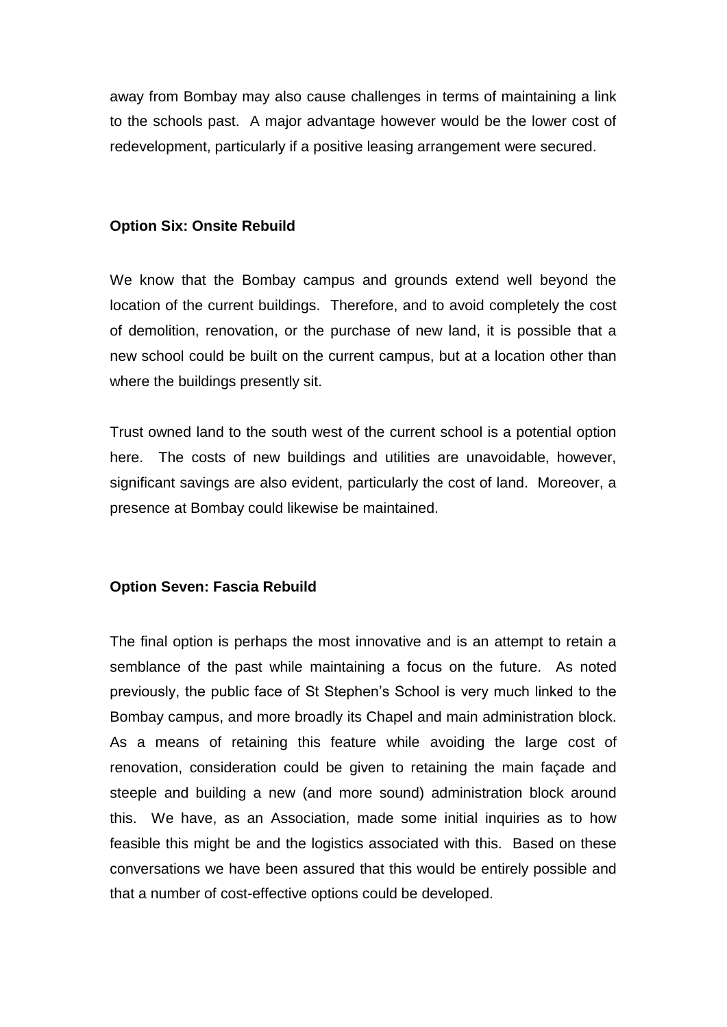away from Bombay may also cause challenges in terms of maintaining a link to the schools past. A major advantage however would be the lower cost of redevelopment, particularly if a positive leasing arrangement were secured.

**Option Six: Onsite Rebuild**

We know that the Bombay campus and grounds extend well beyond the location of the current buildings. Therefore, and to avoid completely the cost of demolition, renovation, or the purchase of new land, it is possible that a new school could be built on the current campus, but at a location other than where the buildings presently sit.

Trust owned land to the south west of the current school is a potential option here. The costs of new buildings and utilities are unavoidable, however, significant savings are also evident, particularly the cost of land. Moreover, a presence at Bombay could likewise be maintained.

**Option Seven: Fascia Rebuild**

The final option is perhaps the most innovative and is an attempt to retain a semblance of the past while maintaining a focus on the future. As noted previously, the public face of St Stephen's School is very much linked to the Bombay campus, and more broadly its Chapel and main administration block. As a means of retaining this feature while avoiding the large cost of renovation, consideration could be given to retaining the main façade and steeple and building a new (and more sound) administration block around this. We have, as an Association, made some initial inquiries as to how feasible this might be and the logistics associated with this. Based on these conversations we have been assured that this would be entirely possible and that a number of cost-effective options could be developed.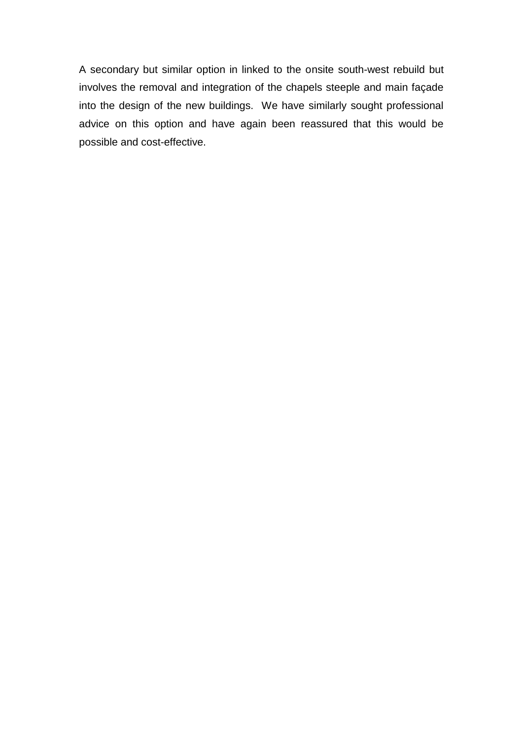A secondary but similar option in linked to the onsite south-west rebuild but involves the removal and integration of the chapels steeple and main façade into the design of the new buildings. We have similarly sought professional advice on this option and have again been reassured that this would be possible and cost-effective.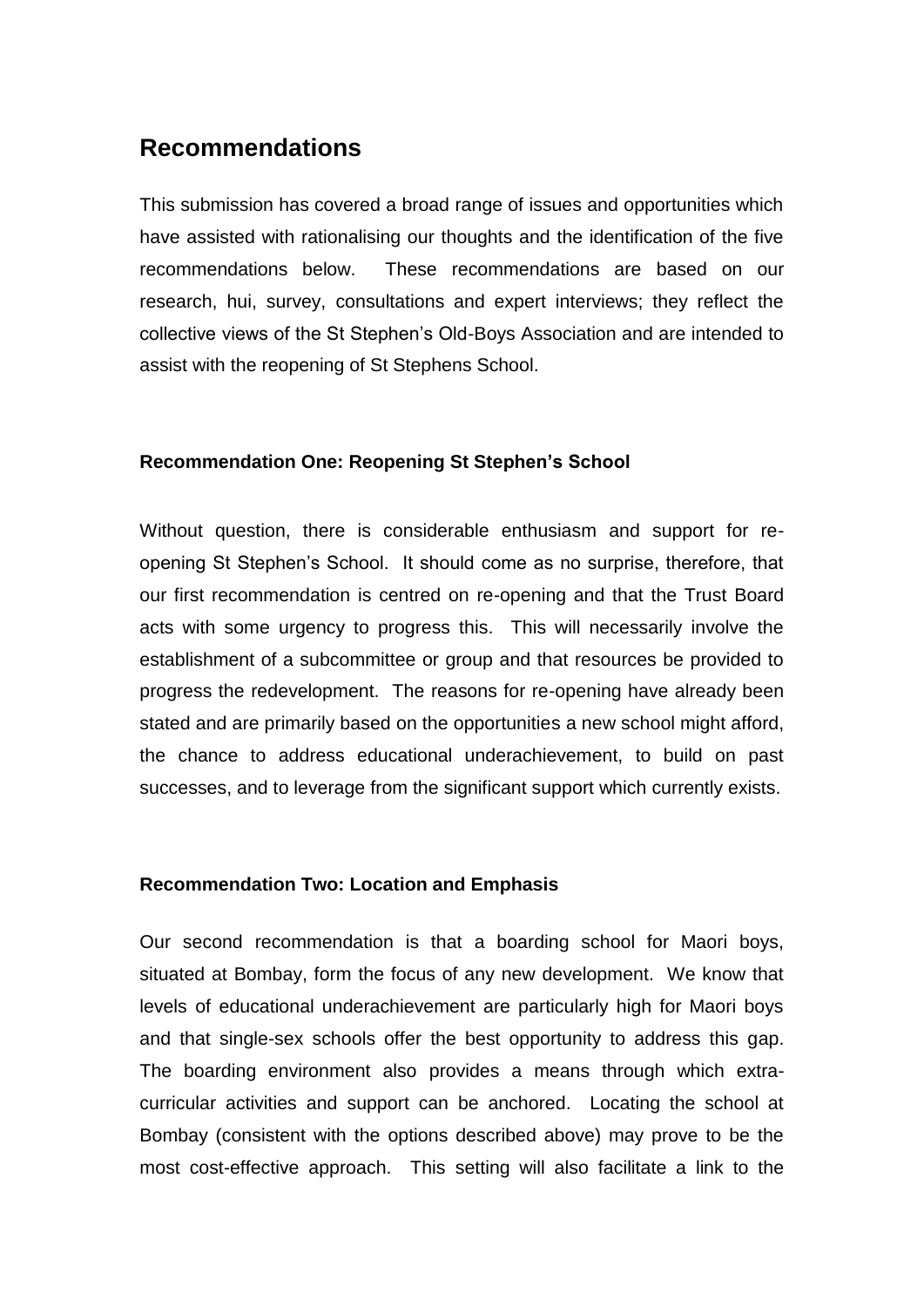## Recommendations

This submission has covered a broad range of issues and opportunities which have assisted with rationalising our thoughts and the identification of the five recommendations below. These recommendations are based on our research, hui, survey, consultations and expert interviews; they reflect the collective views of the St Stephen's Old-Boys Association and are intended to assist with the reopening of St Stephens School.

**Recommendation One: Reopening St Stephen's School**

Without question, there is considerable enthusiasm and support for re-opening St Stephen's School. It should come as no surprise, therefore, that our first recommendation is centred on re-opening and that the Trust Board acts with some urgency to progress this. This will necessarily involve the establishment of a subcommittee or group and that resources be provided to progress the redevelopment. The reasons for re-opening have already been stated and are primarily based on the opportunities a new school might afford, the chance to address educational underachievement, to build on past successes, and to leverage from the significant support which currently exists.

**Recommendation Two: Location and Emphasis**

Our second recommendation is that a boarding school for Maori boys, situated at Bombay, form the focus of any new development. We know that levels of educational underachievement are particularly high for Maori boys and that single-sex schools offer the best opportunity to address this gap. The boarding environment also provides a means through which extra-curricular activities and support can be anchored. Locating the school at Bombay (consistent with the options described above) may prove to be the most cost-effective approach. This setting will also facilitate a link to the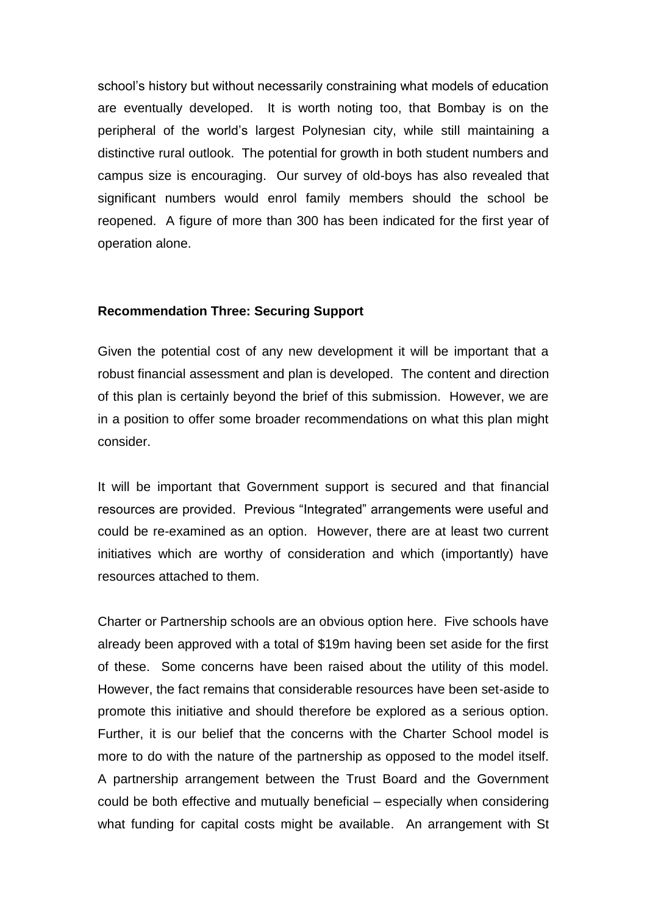school's history but without necessarily constraining what models of education are eventually developed. It is worth noting too, that Bombay is on the peripheral of the world's largest Polynesian city, while still maintaining a distinctive rural outlook. The potential for growth in both student numbers and campus size is encouraging. Our survey of old-boys has also revealed that significant numbers would enrol family members should the school be reopened. A figure of more than 300 has been indicated for the first year of operation alone.

**Recommendation Three: Securing Support**

Given the potential cost of any new development it will be important that a robust financial assessment and plan is developed. The content and direction of this plan is certainly beyond the brief of this submission. However, we are in a position to offer some broader recommendations on what this plan might consider.

It will be important that Government support is secured and that financial resources are provided. Previous "Integrated" arrangements were useful and could be re-examined as an option. However, there are at least two current initiatives which are worthy of consideration and which (importantly) have resources attached to them.

Charter or Partnership schools are an obvious option here. Five schools have already been approved with a total of $19m having been set aside for the first of these. Some concerns have been raised about the utility of this model. However, the fact remains that considerable resources have been set-aside to promote this initiative and should therefore be explored as a serious option. Further, it is our belief that the concerns with the Charter School model is more to do with the nature of the partnership as opposed to the model itself. A partnership arrangement between the Trust Board and the Government could be both effective and mutually beneficial – especially when considering what funding for capital costs might be available. An arrangement with St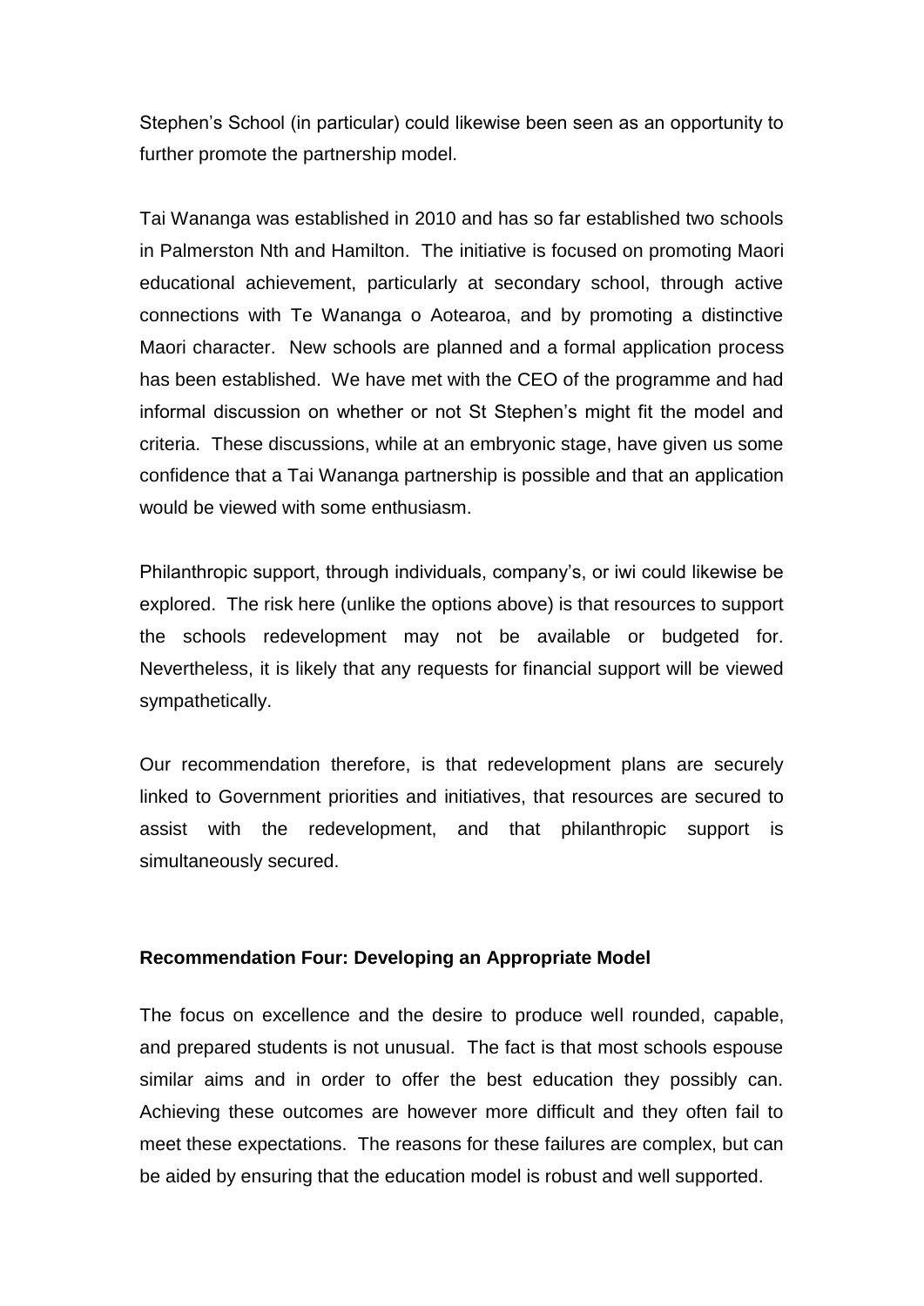Stephen's School (in particular) could likewise been seen as an opportunity to further promote the partnership model.

Tai Wananga was established in 2010 and has so far established two schools in Palmerston Nth and Hamilton. The initiative is focused on promoting Maori educational achievement, particularly at secondary school, through active connections with Te Wananga o Aotearoa, and by promoting a distinctive Maori character. New schools are planned and a formal application process has been established. We have met with the CEO of the programme and had informal discussion on whether or not St Stephen's might fit the model and criteria. These discussions, while at an embryonic stage, have given us some confidence that a Tai Wananga partnership is possible and that an application would be viewed with some enthusiasm.

Philanthropic support, through individuals, company's, or iwi could likewise be explored. The risk here (unlike the options above) is that resources to support the schools redevelopment may not be available or budgeted for. Nevertheless, it is likely that any requests for financial support will be viewed sympathetically.

Our recommendation therefore, is that redevelopment plans are securely linked to Government priorities and initiatives, that resources are secured to assist with the redevelopment, and that philanthropic support is simultaneously secured.

**Recommendation Four: Developing an Appropriate Model**

The focus on excellence and the desire to produce well rounded, capable, and prepared students is not unusual. The fact is that most schools espouse similar aims and in order to offer the best education they possibly can. Achieving these outcomes are however more difficult and they often fail to meet these expectations. The reasons for these failures are complex, but can be aided by ensuring that the education model is robust and well supported.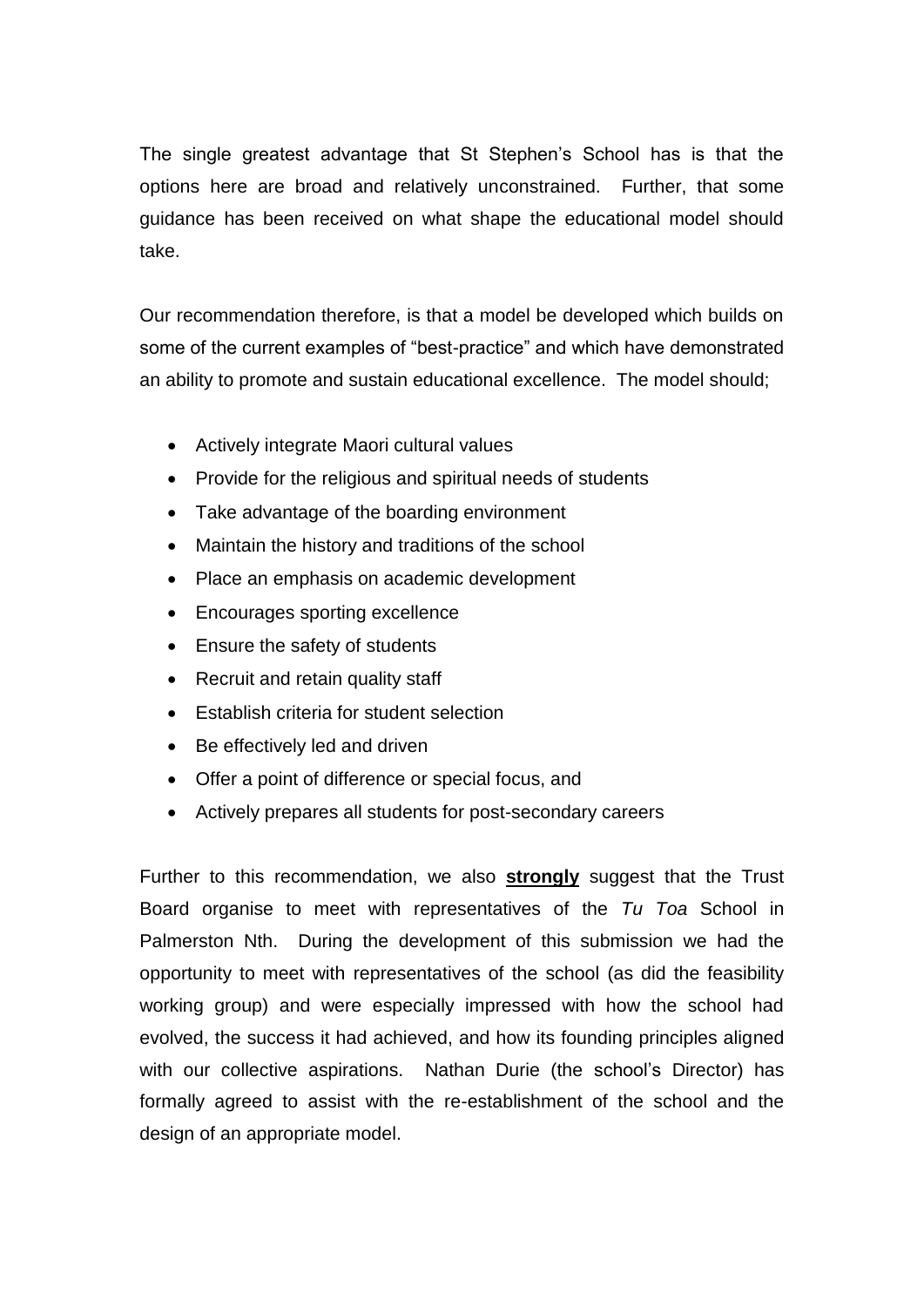The single greatest advantage that St Stephen's School has is that the options here are broad and relatively unconstrained. Further, that some guidance has been received on what shape the educational model should take.

Our recommendation therefore, is that a model be developed which builds on some of the current examples of "best-practice" and which have demonstrated an ability to promote and sustain educational excellence. The model should;

- Actively integrate Maori cultural values
- Provide for the religious and spiritual needs of students
- Take advantage of the boarding environment
- Maintain the history and traditions of the school
- Place an emphasis on academic development
- Encourages sporting excellence
- Ensure the safety of students
- Recruit and retain quality staff
- Establish criteria for student selection
- Be effectively led and driven
- Offer a point of difference or special focus, and
- Actively prepares all students for post-secondary careers

Further to this recommendation, we also **<u>strongly</u>** suggest that the Trust Board organise to meet with representatives of the *Tu Toa* School in Palmerston Nth. During the development of this submission we had the opportunity to meet with representatives of the school (as did the feasibility working group) and were especially impressed with how the school had evolved, the success it had achieved, and how its founding principles aligned with our collective aspirations. Nathan Durie (the school's Director) has formally agreed to assist with the re-establishment of the school and the design of an appropriate model.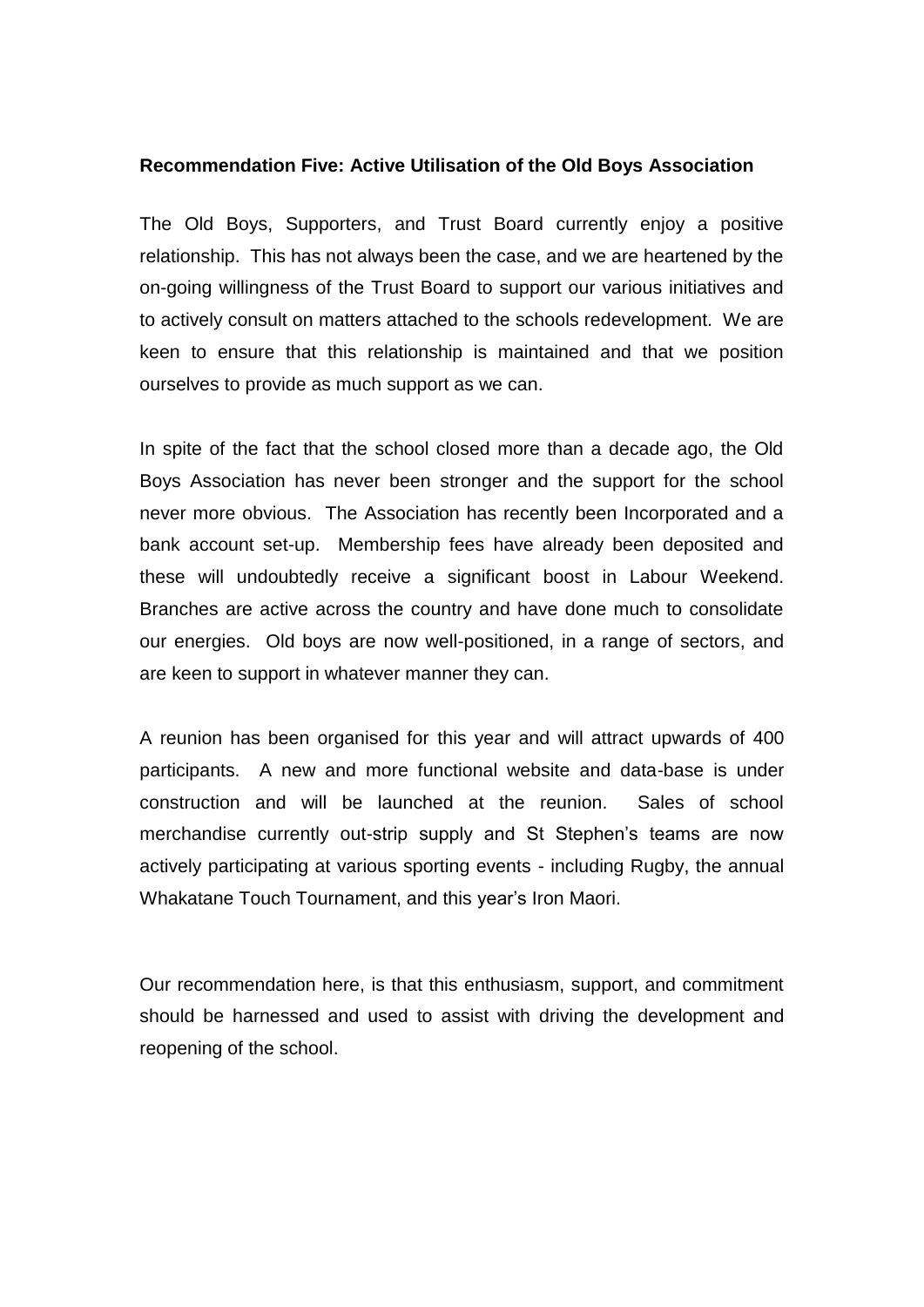**Recommendation Five: Active Utilisation of the Old Boys Association**

The Old Boys, Supporters, and Trust Board currently enjoy a positive relationship. This has not always been the case, and we are heartened by the on-going willingness of the Trust Board to support our various initiatives and to actively consult on matters attached to the schools redevelopment. We are keen to ensure that this relationship is maintained and that we position ourselves to provide as much support as we can.

In spite of the fact that the school closed more than a decade ago, the Old Boys Association has never been stronger and the support for the school never more obvious. The Association has recently been Incorporated and a bank account set-up. Membership fees have already been deposited and these will undoubtedly receive a significant boost in Labour Weekend. Branches are active across the country and have done much to consolidate our energies. Old boys are now well-positioned, in a range of sectors, and are keen to support in whatever manner they can.

A reunion has been organised for this year and will attract upwards of 400 participants. A new and more functional website and data-base is under construction and will be launched at the reunion. Sales of school merchandise currently out-strip supply and St Stephen's teams are now actively participating at various sporting events - including Rugby, the annual Whakatane Touch Tournament, and this year's Iron Maori.

Our recommendation here, is that this enthusiasm, support, and commitment should be harnessed and used to assist with driving the development and reopening of the school.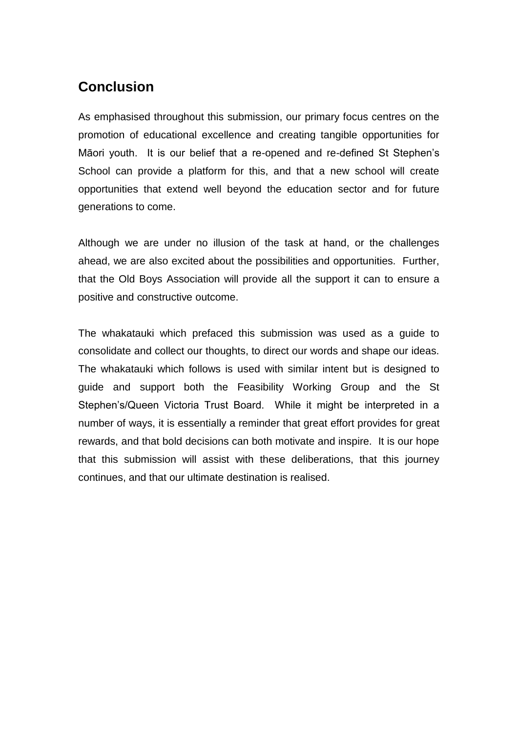## Conclusion

As emphasised throughout this submission, our primary focus centres on the promotion of educational excellence and creating tangible opportunities for Māori youth. It is our belief that a re-opened and re-defined St Stephen's School can provide a platform for this, and that a new school will create opportunities that extend well beyond the education sector and for future generations to come.

Although we are under no illusion of the task at hand, or the challenges ahead, we are also excited about the possibilities and opportunities. Further, that the Old Boys Association will provide all the support it can to ensure a positive and constructive outcome.

The whakatauki which prefaced this submission was used as a guide to consolidate and collect our thoughts, to direct our words and shape our ideas. The whakatauki which follows is used with similar intent but is designed to guide and support both the Feasibility Working Group and the St Stephen's/Queen Victoria Trust Board. While it might be interpreted in a number of ways, it is essentially a reminder that great effort provides for great rewards, and that bold decisions can both motivate and inspire. It is our hope that this submission will assist with these deliberations, that this journey continues, and that our ultimate destination is realised.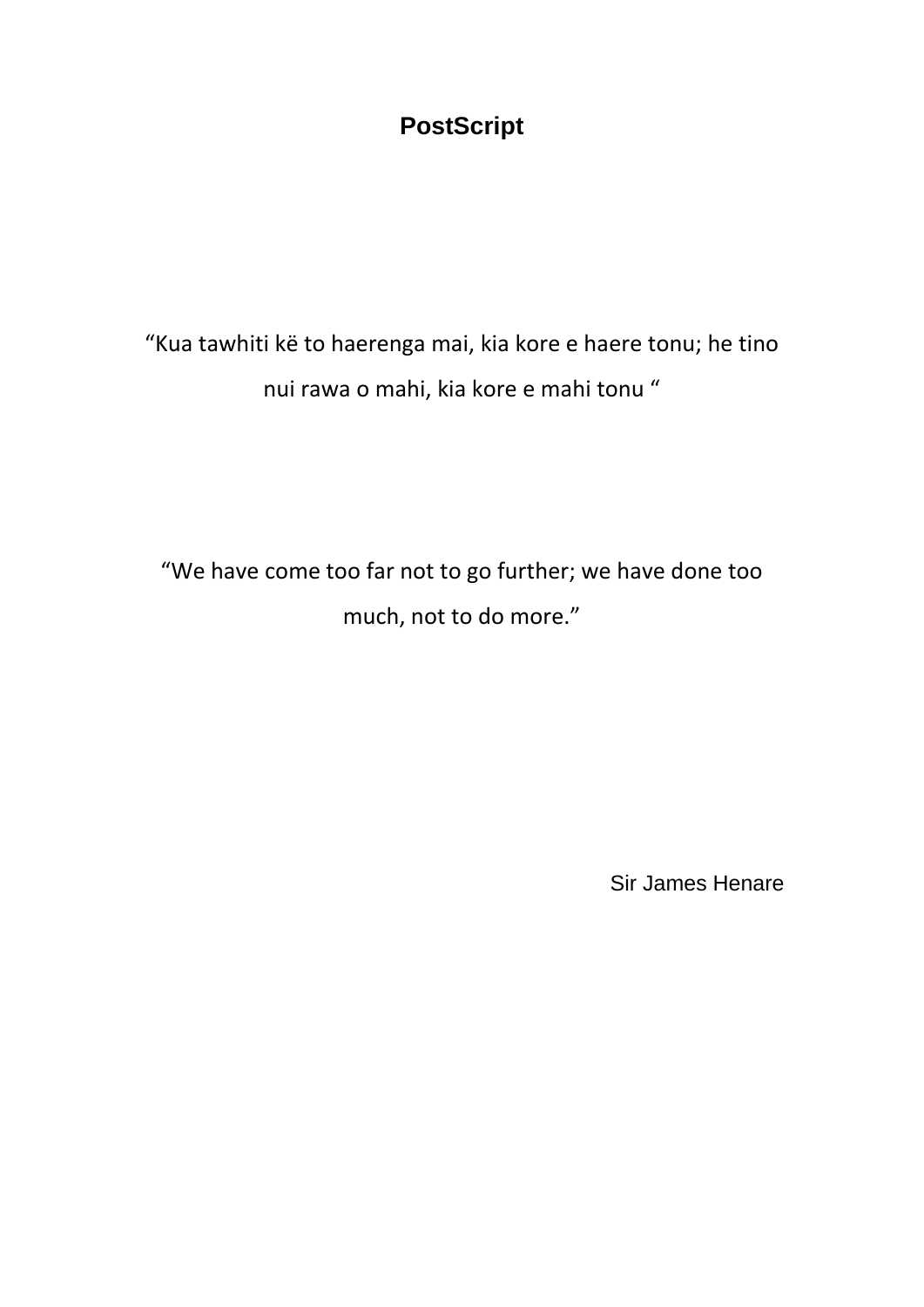# PostScript

"Kua tawhiti kë to haerenga mai, kia kore e haere tonu; he tino nui rawa o mahi, kia kore e mahi tonu "

"We have come too far not to go further; we have done too much, not to do more."

Sir James Henare